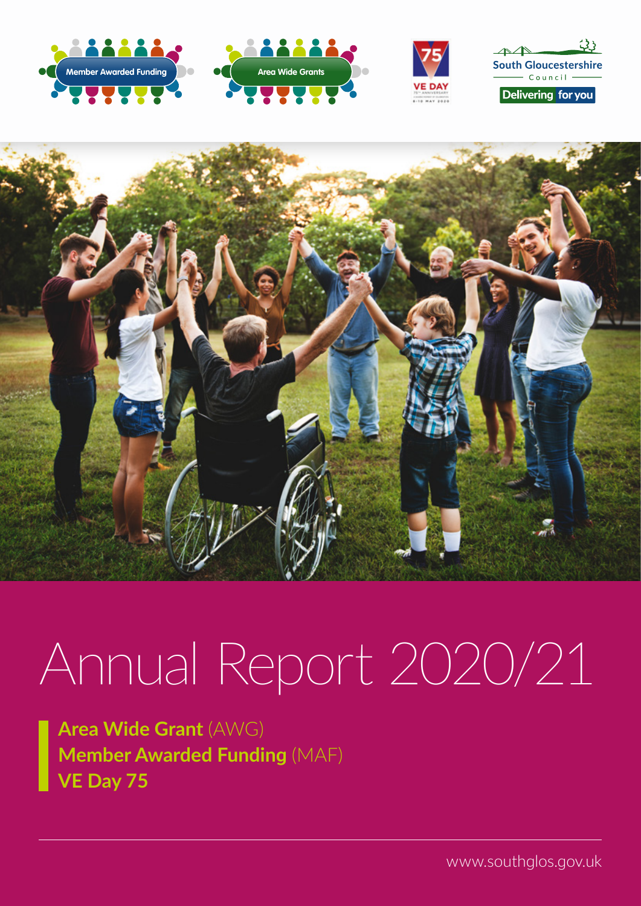Member Awarded Funding

Area Wide Grants

South Gloucestershire Council

Delivering for you

# Annual Report 2020/21

**Area Wide Grant** (AWG)
**Member Awarded Funding** (MAF)
**VE Day 75**

www.southglos.gov.uk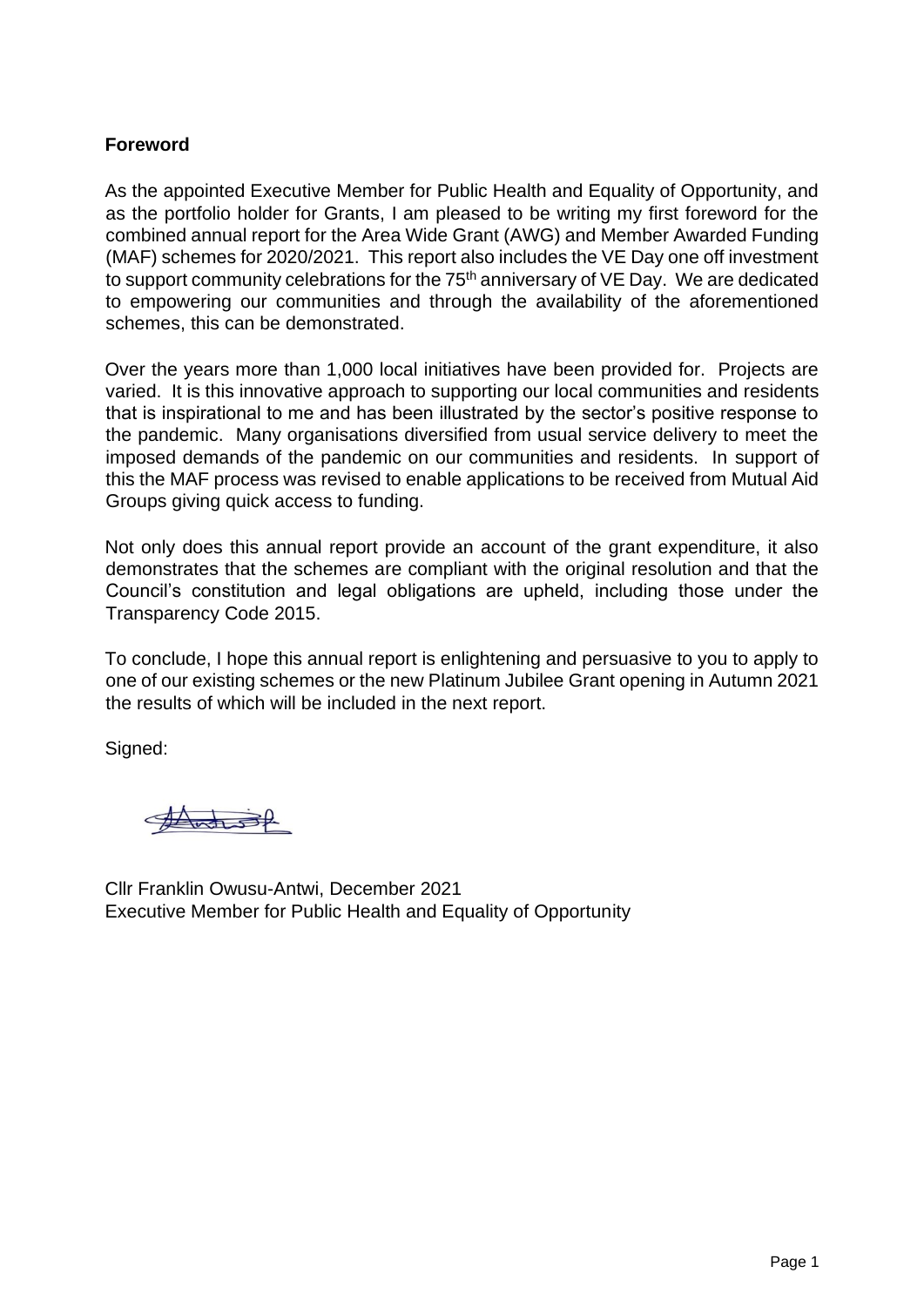**Foreword**

As the appointed Executive Member for Public Health and Equality of Opportunity, and as the portfolio holder for Grants, I am pleased to be writing my first foreword for the combined annual report for the Area Wide Grant (AWG) and Member Awarded Funding (MAF) schemes for 2020/2021. This report also includes the VE Day one off investment to support community celebrations for the 75th anniversary of VE Day. We are dedicated to empowering our communities and through the availability of the aforementioned schemes, this can be demonstrated.

Over the years more than 1,000 local initiatives have been provided for. Projects are varied. It is this innovative approach to supporting our local communities and residents that is inspirational to me and has been illustrated by the sector's positive response to the pandemic. Many organisations diversified from usual service delivery to meet the imposed demands of the pandemic on our communities and residents. In support of this the MAF process was revised to enable applications to be received from Mutual Aid Groups giving quick access to funding.

Not only does this annual report provide an account of the grant expenditure, it also demonstrates that the schemes are compliant with the original resolution and that the Council's constitution and legal obligations are upheld, including those under the Transparency Code 2015.

To conclude, I hope this annual report is enlightening and persuasive to you to apply to one of our existing schemes or the new Platinum Jubilee Grant opening in Autumn 2021 the results of which will be included in the next report.

Signed:

Cllr Franklin Owusu-Antwi, December 2021
Executive Member for Public Health and Equality of Opportunity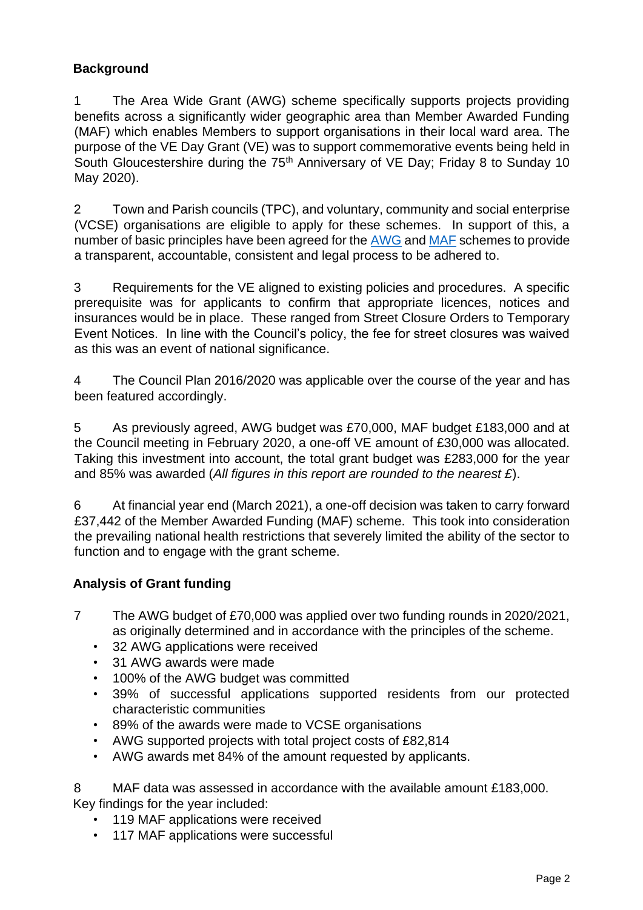## Background

1 The Area Wide Grant (AWG) scheme specifically supports projects providing benefits across a significantly wider geographic area than Member Awarded Funding (MAF) which enables Members to support organisations in their local ward area. The purpose of the VE Day Grant (VE) was to support commemorative events being held in South Gloucestershire during the 75th Anniversary of VE Day; Friday 8 to Sunday 10 May 2020).

2 Town and Parish councils (TPC), and voluntary, community and social enterprise (VCSE) organisations are eligible to apply for these schemes. In support of this, a number of basic principles have been agreed for the AWG and MAF schemes to provide a transparent, accountable, consistent and legal process to be adhered to.

3 Requirements for the VE aligned to existing policies and procedures. A specific prerequisite was for applicants to confirm that appropriate licences, notices and insurances would be in place. These ranged from Street Closure Orders to Temporary Event Notices. In line with the Council's policy, the fee for street closures was waived as this was an event of national significance.

4 The Council Plan 2016/2020 was applicable over the course of the year and has been featured accordingly.

5 As previously agreed, AWG budget was £70,000, MAF budget £183,000 and at the Council meeting in February 2020, a one-off VE amount of £30,000 was allocated. Taking this investment into account, the total grant budget was £283,000 for the year and 85% was awarded (*All figures in this report are rounded to the nearest £*).

6 At financial year end (March 2021), a one-off decision was taken to carry forward £37,442 of the Member Awarded Funding (MAF) scheme. This took into consideration the prevailing national health restrictions that severely limited the ability of the sector to function and to engage with the grant scheme.

## Analysis of Grant funding

7 The AWG budget of £70,000 was applied over two funding rounds in 2020/2021, as originally determined and in accordance with the principles of the scheme.

- 32 AWG applications were received
- 31 AWG awards were made
- 100% of the AWG budget was committed
- 39% of successful applications supported residents from our protected characteristic communities
- 89% of the awards were made to VCSE organisations
- AWG supported projects with total project costs of £82,814
- AWG awards met 84% of the amount requested by applicants.

8 MAF data was assessed in accordance with the available amount £183,000. Key findings for the year included:

- 119 MAF applications were received
- 117 MAF applications were successful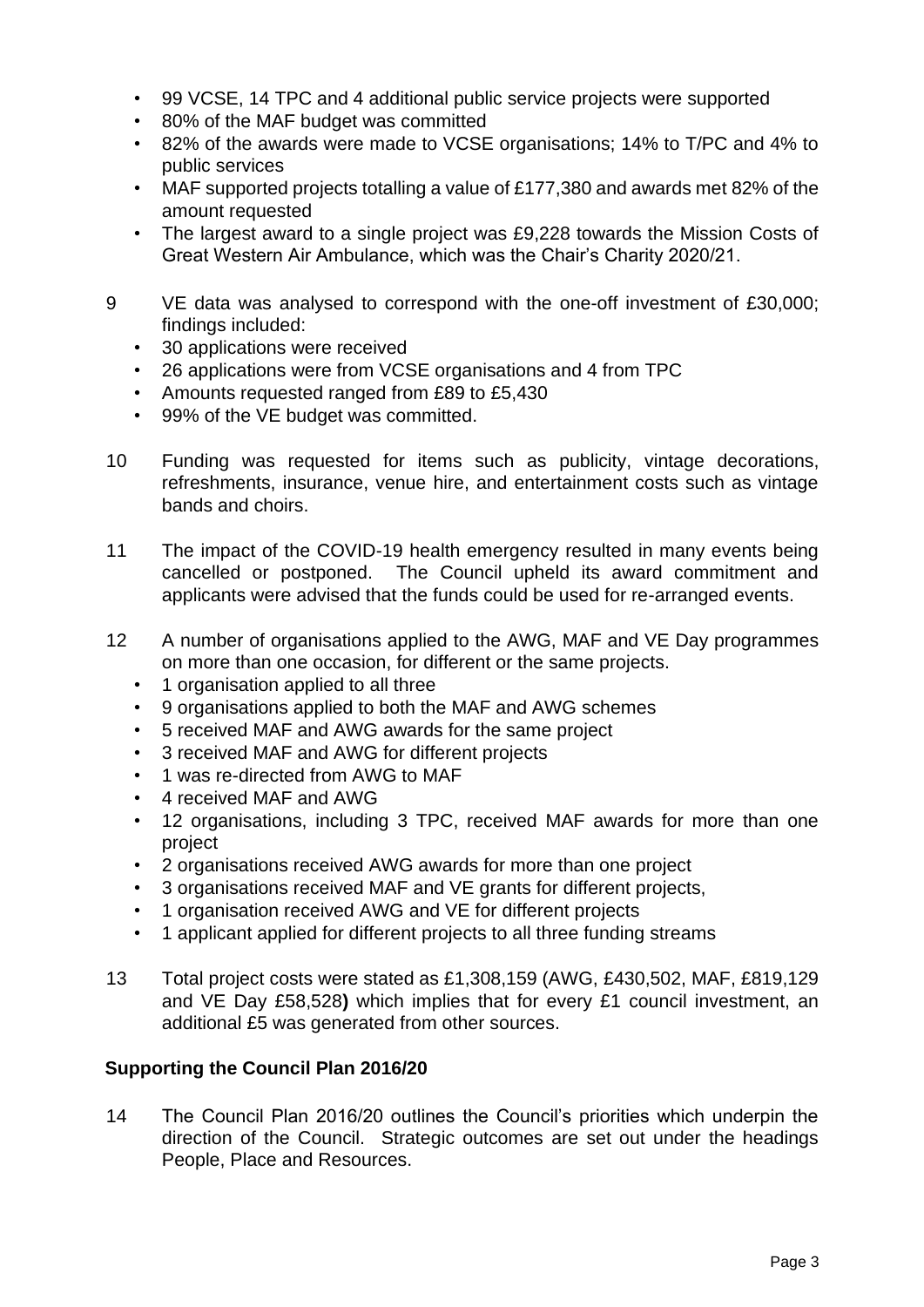- 99 VCSE, 14 TPC and 4 additional public service projects were supported
- 80% of the MAF budget was committed
- 82% of the awards were made to VCSE organisations; 14% to T/PC and 4% to public services
- MAF supported projects totalling a value of £177,380 and awards met 82% of the amount requested
- The largest award to a single project was £9,228 towards the Mission Costs of Great Western Air Ambulance, which was the Chair's Charity 2020/21.

9 VE data was analysed to correspond with the one-off investment of £30,000; findings included:
   - 30 applications were received
   - 26 applications were from VCSE organisations and 4 from TPC
   - Amounts requested ranged from £89 to £5,430
   - 99% of the VE budget was committed.

10 Funding was requested for items such as publicity, vintage decorations, refreshments, insurance, venue hire, and entertainment costs such as vintage bands and choirs.

11 The impact of the COVID-19 health emergency resulted in many events being cancelled or postponed. The Council upheld its award commitment and applicants were advised that the funds could be used for re-arranged events.

12 A number of organisations applied to the AWG, MAF and VE Day programmes on more than one occasion, for different or the same projects.
   - 1 organisation applied to all three
   - 9 organisations applied to both the MAF and AWG schemes
   - 5 received MAF and AWG awards for the same project
   - 3 received MAF and AWG for different projects
   - 1 was re-directed from AWG to MAF
   - 4 received MAF and AWG
   - 12 organisations, including 3 TPC, received MAF awards for more than one project
   - 2 organisations received AWG awards for more than one project
   - 3 organisations received MAF and VE grants for different projects,
   - 1 organisation received AWG and VE for different projects
   - 1 applicant applied for different projects to all three funding streams

13 Total project costs were stated as £1,308,159 (AWG, £430,502, MAF, £819,129 and VE Day £58,528**)** which implies that for every £1 council investment, an additional £5 was generated from other sources.

## Supporting the Council Plan 2016/20

14 The Council Plan 2016/20 outlines the Council's priorities which underpin the direction of the Council. Strategic outcomes are set out under the headings People, Place and Resources.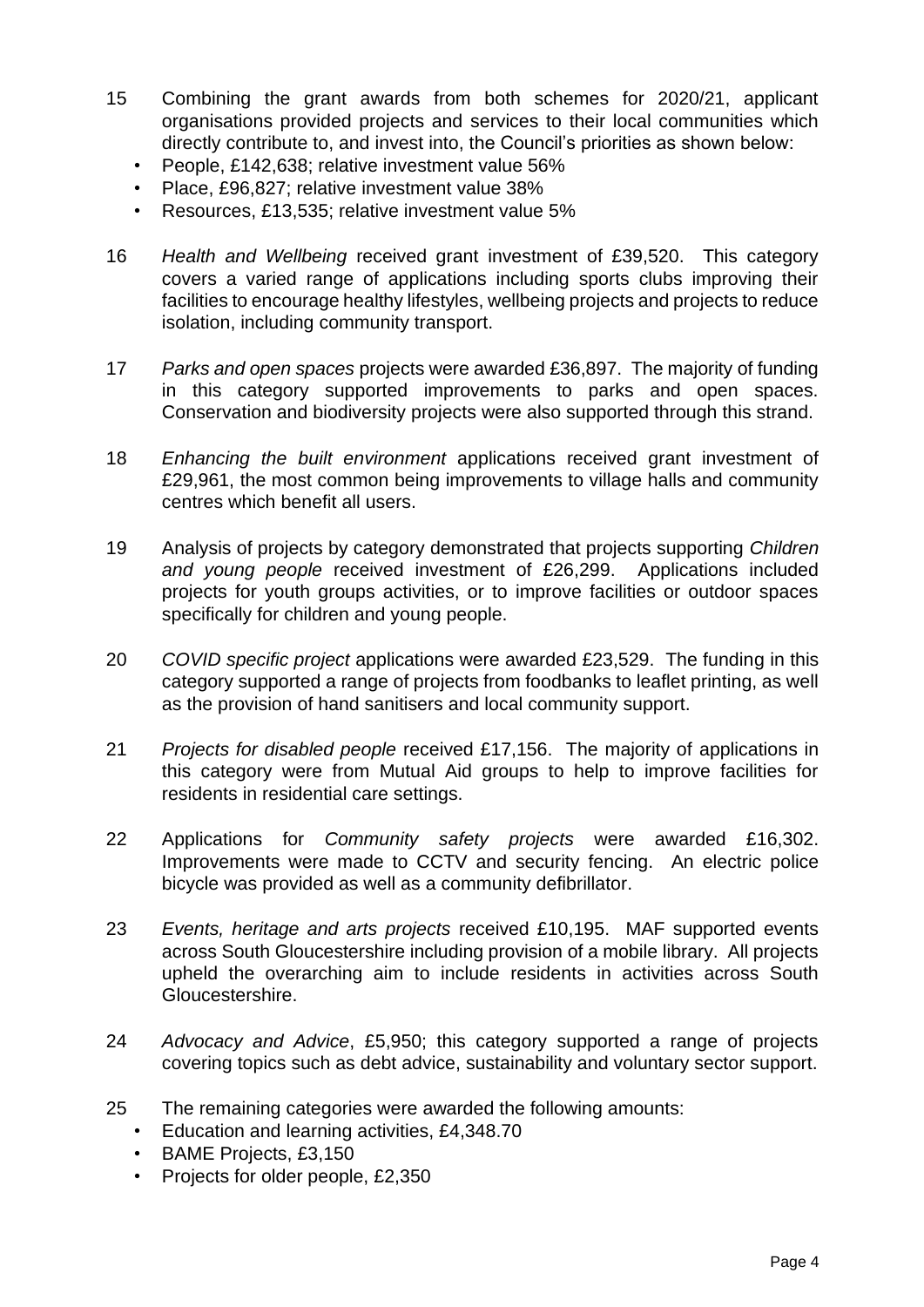15 Combining the grant awards from both schemes for 2020/21, applicant organisations provided projects and services to their local communities which directly contribute to, and invest into, the Council's priorities as shown below:
   - People, £142,638; relative investment value 56%
   - Place, £96,827; relative investment value 38%
   - Resources, £13,535; relative investment value 5%

16 *Health and Wellbeing* received grant investment of £39,520. This category covers a varied range of applications including sports clubs improving their facilities to encourage healthy lifestyles, wellbeing projects and projects to reduce isolation, including community transport.

17 *Parks and open spaces* projects were awarded £36,897. The majority of funding in this category supported improvements to parks and open spaces. Conservation and biodiversity projects were also supported through this strand.

18 *Enhancing the built environment* applications received grant investment of £29,961, the most common being improvements to village halls and community centres which benefit all users.

19 Analysis of projects by category demonstrated that projects supporting *Children and young people* received investment of £26,299. Applications included projects for youth groups activities, or to improve facilities or outdoor spaces specifically for children and young people.

20 *COVID specific project* applications were awarded £23,529. The funding in this category supported a range of projects from foodbanks to leaflet printing, as well as the provision of hand sanitisers and local community support.

21 *Projects for disabled people* received £17,156. The majority of applications in this category were from Mutual Aid groups to help to improve facilities for residents in residential care settings.

22 Applications for *Community safety projects* were awarded £16,302. Improvements were made to CCTV and security fencing. An electric police bicycle was provided as well as a community defibrillator.

23 *Events, heritage and arts projects* received £10,195. MAF supported events across South Gloucestershire including provision of a mobile library. All projects upheld the overarching aim to include residents in activities across South Gloucestershire.

24 *Advocacy and Advice*, £5,950; this category supported a range of projects covering topics such as debt advice, sustainability and voluntary sector support.

25 The remaining categories were awarded the following amounts:
   - Education and learning activities, £4,348.70
   - BAME Projects, £3,150
   - Projects for older people, £2,350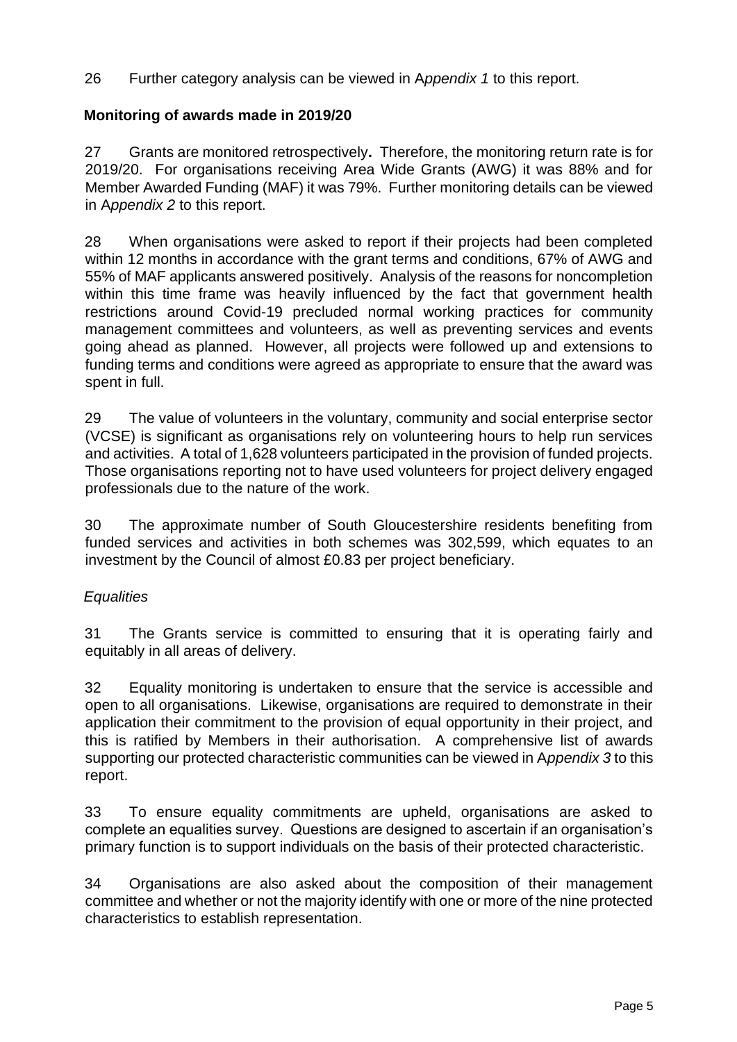26 Further category analysis can be viewed in A*ppendix 1* to this report.

**Monitoring of awards made in 2019/20**

27 Grants are monitored retrospectively**.** Therefore, the monitoring return rate is for 2019/20. For organisations receiving Area Wide Grants (AWG) it was 88% and for Member Awarded Funding (MAF) it was 79%. Further monitoring details can be viewed in A*ppendix 2* to this report.

28 When organisations were asked to report if their projects had been completed within 12 months in accordance with the grant terms and conditions, 67% of AWG and 55% of MAF applicants answered positively. Analysis of the reasons for noncompletion within this time frame was heavily influenced by the fact that government health restrictions around Covid-19 precluded normal working practices for community management committees and volunteers, as well as preventing services and events going ahead as planned. However, all projects were followed up and extensions to funding terms and conditions were agreed as appropriate to ensure that the award was spent in full.

29 The value of volunteers in the voluntary, community and social enterprise sector (VCSE) is significant as organisations rely on volunteering hours to help run services and activities. A total of 1,628 volunteers participated in the provision of funded projects. Those organisations reporting not to have used volunteers for project delivery engaged professionals due to the nature of the work.

30 The approximate number of South Gloucestershire residents benefiting from funded services and activities in both schemes was 302,599, which equates to an investment by the Council of almost £0.83 per project beneficiary.

*Equalities*

31 The Grants service is committed to ensuring that it is operating fairly and equitably in all areas of delivery.

32 Equality monitoring is undertaken to ensure that the service is accessible and open to all organisations. Likewise, organisations are required to demonstrate in their application their commitment to the provision of equal opportunity in their project, and this is ratified by Members in their authorisation. A comprehensive list of awards supporting our protected characteristic communities can be viewed in A*ppendix 3* to this report.

33 To ensure equality commitments are upheld, organisations are asked to complete an equalities survey. Questions are designed to ascertain if an organisation's primary function is to support individuals on the basis of their protected characteristic.

34 Organisations are also asked about the composition of their management committee and whether or not the majority identify with one or more of the nine protected characteristics to establish representation.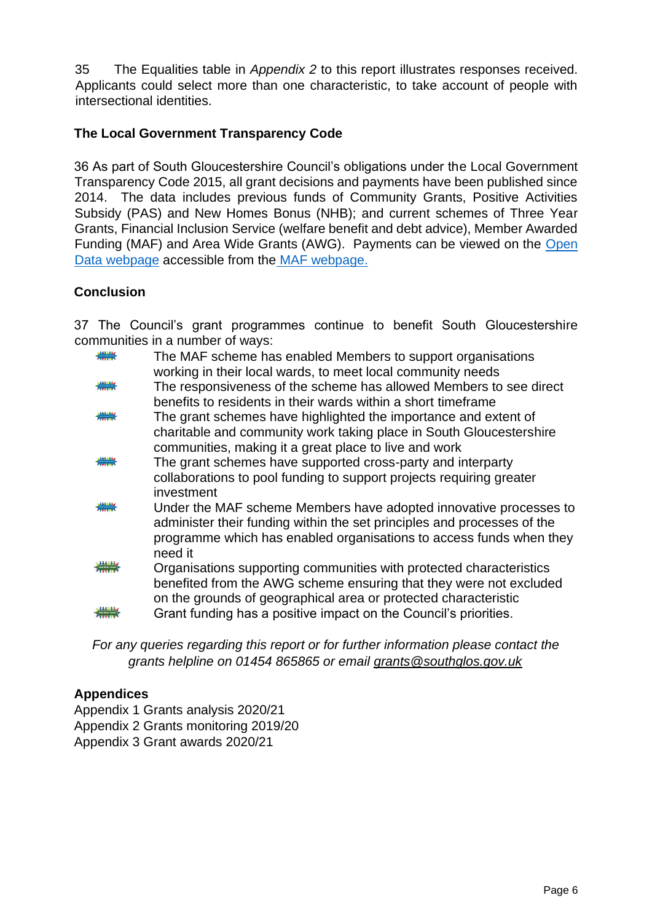35 The Equalities table in *Appendix 2* to this report illustrates responses received. Applicants could select more than one characteristic, to take account of people with intersectional identities.

**The Local Government Transparency Code**

36 As part of South Gloucestershire Council's obligations under the Local Government Transparency Code 2015, all grant decisions and payments have been published since 2014. The data includes previous funds of Community Grants, Positive Activities Subsidy (PAS) and New Homes Bonus (NHB); and current schemes of Three Year Grants, Financial Inclusion Service (welfare benefit and debt advice), Member Awarded Funding (MAF) and Area Wide Grants (AWG). Payments can be viewed on the Open Data webpage accessible from the MAF webpage.

**Conclusion**

37 The Council's grant programmes continue to benefit South Gloucestershire communities in a number of ways:

- The MAF scheme has enabled Members to support organisations working in their local wards, to meet local community needs
- The responsiveness of the scheme has allowed Members to see direct benefits to residents in their wards within a short timeframe
- The grant schemes have highlighted the importance and extent of charitable and community work taking place in South Gloucestershire communities, making it a great place to live and work
- The grant schemes have supported cross-party and interparty collaborations to pool funding to support projects requiring greater investment
- Under the MAF scheme Members have adopted innovative processes to administer their funding within the set principles and processes of the programme which has enabled organisations to access funds when they need it
- Organisations supporting communities with protected characteristics benefited from the AWG scheme ensuring that they were not excluded on the grounds of geographical area or protected characteristic
- Grant funding has a positive impact on the Council's priorities.

*For any queries regarding this report or for further information please contact the grants helpline on 01454 865865 or email grants@southglos.gov.uk*

**Appendices**

Appendix 1 Grants analysis 2020/21
Appendix 2 Grants monitoring 2019/20
Appendix 3 Grant awards 2020/21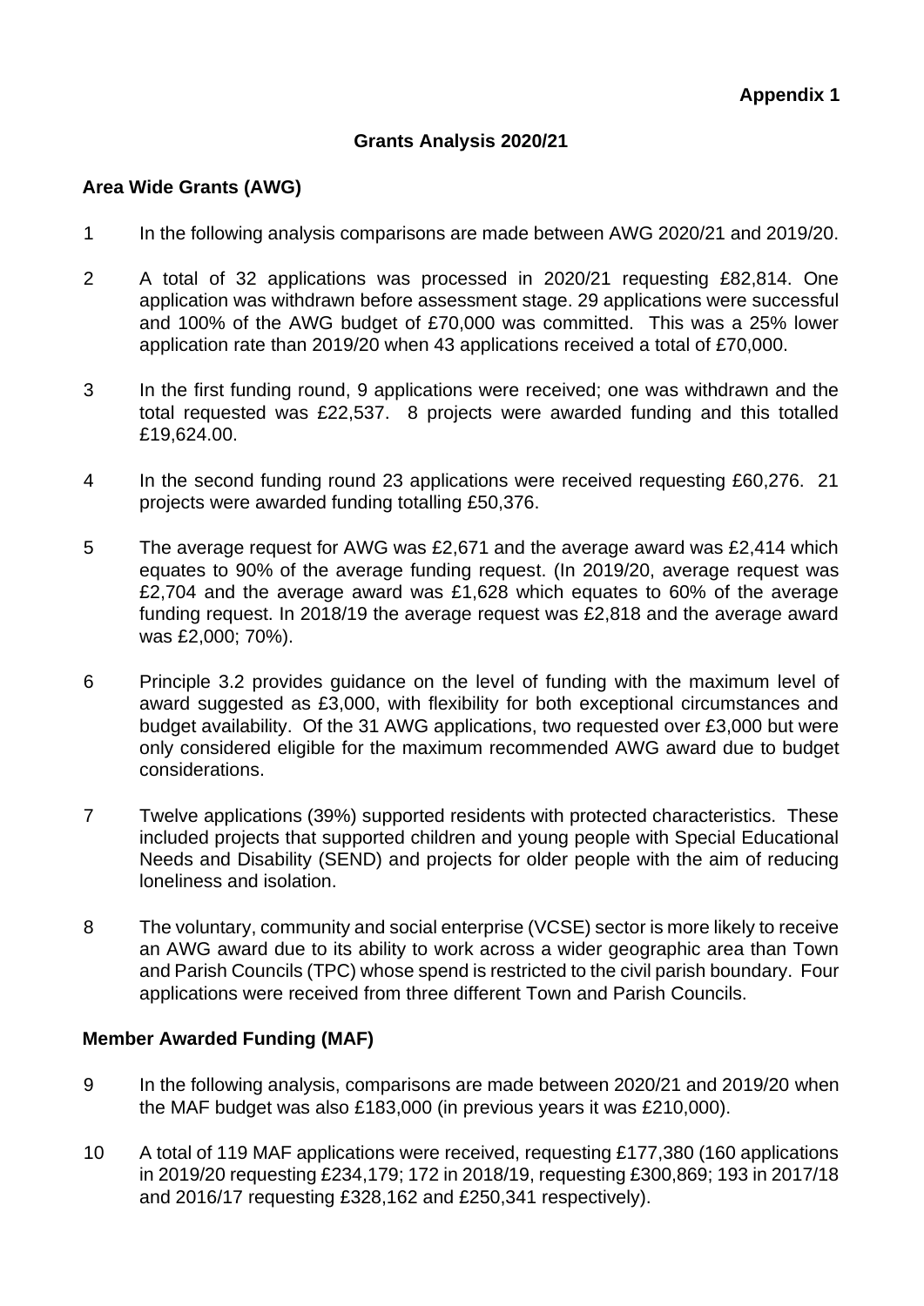**Appendix 1**

**Grants Analysis 2020/21**

**Area Wide Grants (AWG)**

1 In the following analysis comparisons are made between AWG 2020/21 and 2019/20.

2 A total of 32 applications was processed in 2020/21 requesting £82,814. One application was withdrawn before assessment stage. 29 applications were successful and 100% of the AWG budget of £70,000 was committed. This was a 25% lower application rate than 2019/20 when 43 applications received a total of £70,000.

3 In the first funding round, 9 applications were received; one was withdrawn and the total requested was £22,537. 8 projects were awarded funding and this totalled £19,624.00.

4 In the second funding round 23 applications were received requesting £60,276. 21 projects were awarded funding totalling £50,376.

5 The average request for AWG was £2,671 and the average award was £2,414 which equates to 90% of the average funding request. (In 2019/20, average request was £2,704 and the average award was £1,628 which equates to 60% of the average funding request. In 2018/19 the average request was £2,818 and the average award was £2,000; 70%).

6 Principle 3.2 provides guidance on the level of funding with the maximum level of award suggested as £3,000, with flexibility for both exceptional circumstances and budget availability. Of the 31 AWG applications, two requested over £3,000 but were only considered eligible for the maximum recommended AWG award due to budget considerations.

7 Twelve applications (39%) supported residents with protected characteristics. These included projects that supported children and young people with Special Educational Needs and Disability (SEND) and projects for older people with the aim of reducing loneliness and isolation.

8 The voluntary, community and social enterprise (VCSE) sector is more likely to receive an AWG award due to its ability to work across a wider geographic area than Town and Parish Councils (TPC) whose spend is restricted to the civil parish boundary. Four applications were received from three different Town and Parish Councils.

**Member Awarded Funding (MAF)**

9 In the following analysis, comparisons are made between 2020/21 and 2019/20 when the MAF budget was also £183,000 (in previous years it was £210,000).

10 A total of 119 MAF applications were received, requesting £177,380 (160 applications in 2019/20 requesting £234,179; 172 in 2018/19, requesting £300,869; 193 in 2017/18 and 2016/17 requesting £328,162 and £250,341 respectively).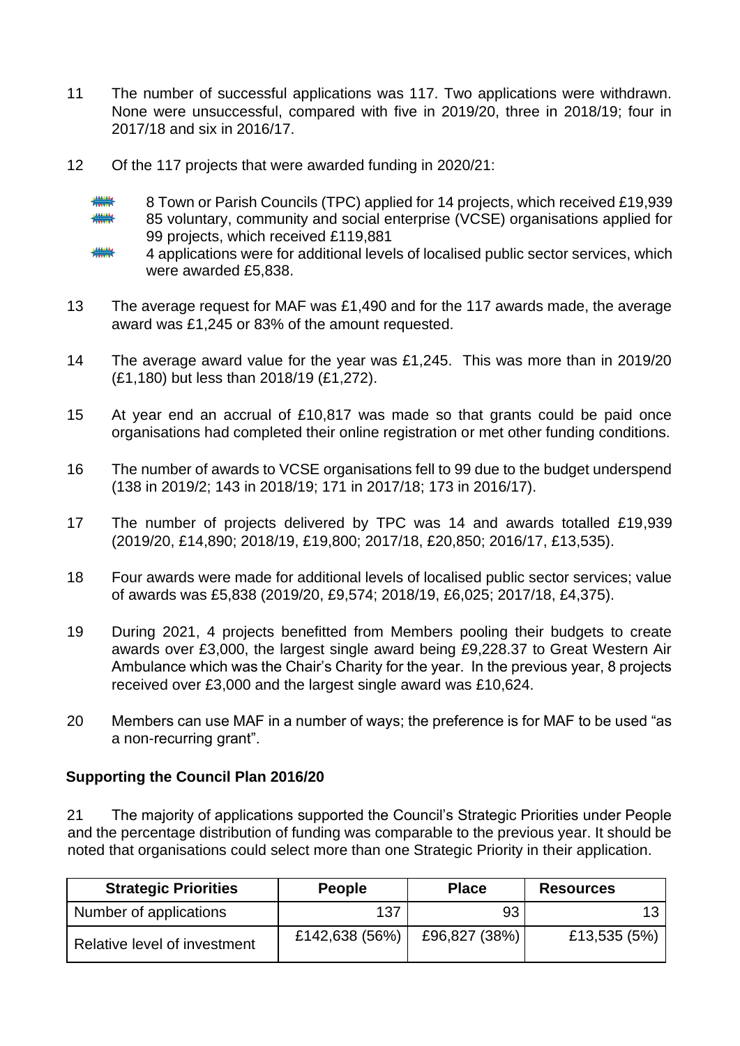11 The number of successful applications was 117. Two applications were withdrawn. None were unsuccessful, compared with five in 2019/20, three in 2018/19; four in 2017/18 and six in 2016/17.

12 Of the 117 projects that were awarded funding in 2020/21:

- 8 Town or Parish Councils (TPC) applied for 14 projects, which received £19,939
- 85 voluntary, community and social enterprise (VCSE) organisations applied for 99 projects, which received £119,881
- 4 applications were for additional levels of localised public sector services, which were awarded £5,838.

13 The average request for MAF was £1,490 and for the 117 awards made, the average award was £1,245 or 83% of the amount requested.

14 The average award value for the year was £1,245. This was more than in 2019/20 (£1,180) but less than 2018/19 (£1,272).

15 At year end an accrual of £10,817 was made so that grants could be paid once organisations had completed their online registration or met other funding conditions.

16 The number of awards to VCSE organisations fell to 99 due to the budget underspend (138 in 2019/2; 143 in 2018/19; 171 in 2017/18; 173 in 2016/17).

17 The number of projects delivered by TPC was 14 and awards totalled £19,939 (2019/20, £14,890; 2018/19, £19,800; 2017/18, £20,850; 2016/17, £13,535).

18 Four awards were made for additional levels of localised public sector services; value of awards was £5,838 (2019/20, £9,574; 2018/19, £6,025; 2017/18, £4,375).

19 During 2021, 4 projects benefitted from Members pooling their budgets to create awards over £3,000, the largest single award being £9,228.37 to Great Western Air Ambulance which was the Chair's Charity for the year. In the previous year, 8 projects received over £3,000 and the largest single award was £10,624.

20 Members can use MAF in a number of ways; the preference is for MAF to be used "as a non-recurring grant".

## Supporting the Council Plan 2016/20

21 The majority of applications supported the Council's Strategic Priorities under People and the percentage distribution of funding was comparable to the previous year. It should be noted that organisations could select more than one Strategic Priority in their application.

| Strategic Priorities | People | Place | Resources |
|---|---|---|---|
| Number of applications | 137 | 93 | 13 |
| Relative level of investment | £142,638 (56%) | £96,827 (38%) | £13,535 (5%) |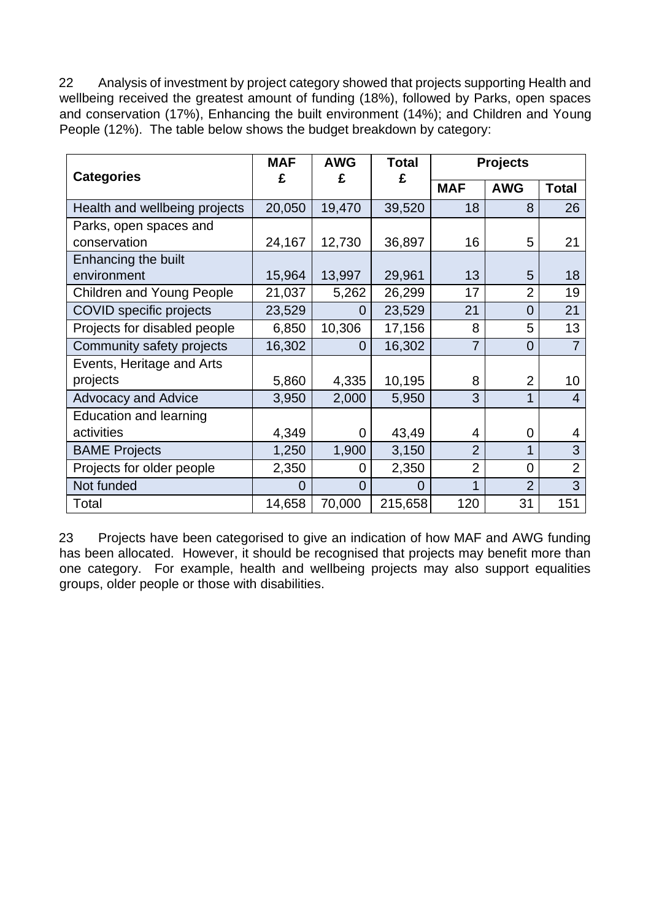22 Analysis of investment by project category showed that projects supporting Health and wellbeing received the greatest amount of funding (18%), followed by Parks, open spaces and conservation (17%), Enhancing the built environment (14%); and Children and Young People (12%). The table below shows the budget breakdown by category:

| Categories | MAF £ | AWG £ | Total £ | Projects | | |
|---|---|---|---|---|---|---|
| | | | | MAF | AWG | Total |
| Health and wellbeing projects | 20,050 | 19,470 | 39,520 | 18 | 8 | 26 |
| Parks, open spaces and conservation | 24,167 | 12,730 | 36,897 | 16 | 5 | 21 |
| Enhancing the built environment | 15,964 | 13,997 | 29,961 | 13 | 5 | 18 |
| Children and Young People | 21,037 | 5,262 | 26,299 | 17 | 2 | 19 |
| COVID specific projects | 23,529 | 0 | 23,529 | 21 | 0 | 21 |
| Projects for disabled people | 6,850 | 10,306 | 17,156 | 8 | 5 | 13 |
| Community safety projects | 16,302 | 0 | 16,302 | 7 | 0 | 7 |
| Events, Heritage and Arts projects | 5,860 | 4,335 | 10,195 | 8 | 2 | 10 |
| Advocacy and Advice | 3,950 | 2,000 | 5,950 | 3 | 1 | 4 |
| Education and learning activities | 4,349 | 0 | 43,49 | 4 | 0 | 4 |
| BAME Projects | 1,250 | 1,900 | 3,150 | 2 | 1 | 3 |
| Projects for older people | 2,350 | 0 | 2,350 | 2 | 0 | 2 |
| Not funded | 0 | 0 | 0 | 1 | 2 | 3 |
| Total | 14,658 | 70,000 | 215,658 | 120 | 31 | 151 |

23 Projects have been categorised to give an indication of how MAF and AWG funding has been allocated. However, it should be recognised that projects may benefit more than one category. For example, health and wellbeing projects may also support equalities groups, older people or those with disabilities.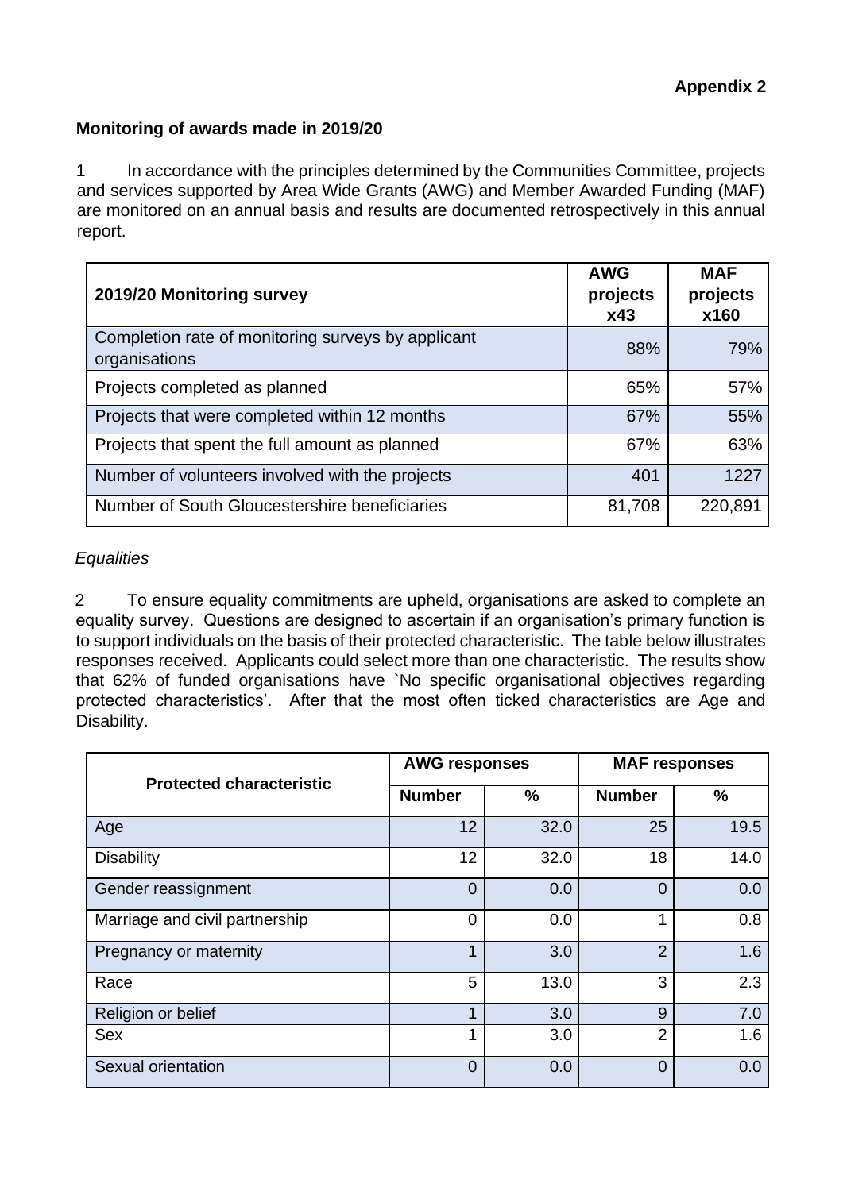**Appendix 2**

**Monitoring of awards made in 2019/20**

1 In accordance with the principles determined by the Communities Committee, projects and services supported by Area Wide Grants (AWG) and Member Awarded Funding (MAF) are monitored on an annual basis and results are documented retrospectively in this annual report.

| **2019/20 Monitoring survey** | **AWG projects x43** | **MAF projects x160** |
|---|---|---|
| Completion rate of monitoring surveys by applicant organisations | 88% | 79% |
| Projects completed as planned | 65% | 57% |
| Projects that were completed within 12 months | 67% | 55% |
| Projects that spent the full amount as planned | 67% | 63% |
| Number of volunteers involved with the projects | 401 | 1227 |
| Number of South Gloucestershire beneficiaries | 81,708 | 220,891 |

*Equalities*

2 To ensure equality commitments are upheld, organisations are asked to complete an equality survey. Questions are designed to ascertain if an organisation's primary function is to support individuals on the basis of their protected characteristic. The table below illustrates responses received. Applicants could select more than one characteristic. The results show that 62% of funded organisations have `No specific organisational objectives regarding protected characteristics'. After that the most often ticked characteristics are Age and Disability.

| **Protected characteristic** | **AWG responses** | | **MAF responses** | |
|---|---|---|---|---|
| | **Number** | **%** | **Number** | **%** |
| Age | 12 | 32.0 | 25 | 19.5 |
| Disability | 12 | 32.0 | 18 | 14.0 |
| Gender reassignment | 0 | 0.0 | 0 | 0.0 |
| Marriage and civil partnership | 0 | 0.0 | 1 | 0.8 |
| Pregnancy or maternity | 1 | 3.0 | 2 | 1.6 |
| Race | 5 | 13.0 | 3 | 2.3 |
| Religion or belief | 1 | 3.0 | 9 | 7.0 |
| Sex | 1 | 3.0 | 2 | 1.6 |
| Sexual orientation | 0 | 0.0 | 0 | 0.0 |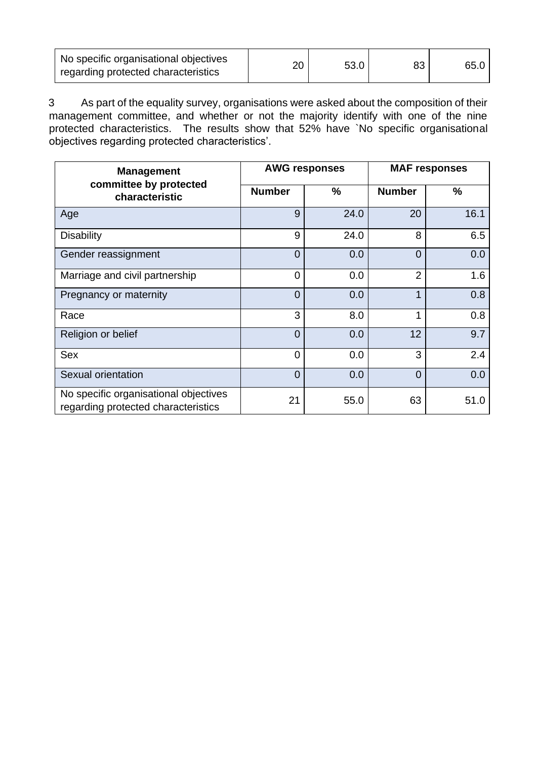| No specific organisational objectives regarding protected characteristics | 20 | 53.0 | 83 | 65.0 |
|---|---|---|---|---|

3 As part of the equality survey, organisations were asked about the composition of their management committee, and whether or not the majority identify with one of the nine protected characteristics. The results show that 52% have `No specific organisational objectives regarding protected characteristics'.

| Management committee by protected characteristic | AWG responses | | MAF responses | |
|---|---|---|---|---|
| | Number | % | Number | % |
| Age | 9 | 24.0 | 20 | 16.1 |
| Disability | 9 | 24.0 | 8 | 6.5 |
| Gender reassignment | 0 | 0.0 | 0 | 0.0 |
| Marriage and civil partnership | 0 | 0.0 | 2 | 1.6 |
| Pregnancy or maternity | 0 | 0.0 | 1 | 0.8 |
| Race | 3 | 8.0 | 1 | 0.8 |
| Religion or belief | 0 | 0.0 | 12 | 9.7 |
| Sex | 0 | 0.0 | 3 | 2.4 |
| Sexual orientation | 0 | 0.0 | 0 | 0.0 |
| No specific organisational objectives regarding protected characteristics | 21 | 55.0 | 63 | 51.0 |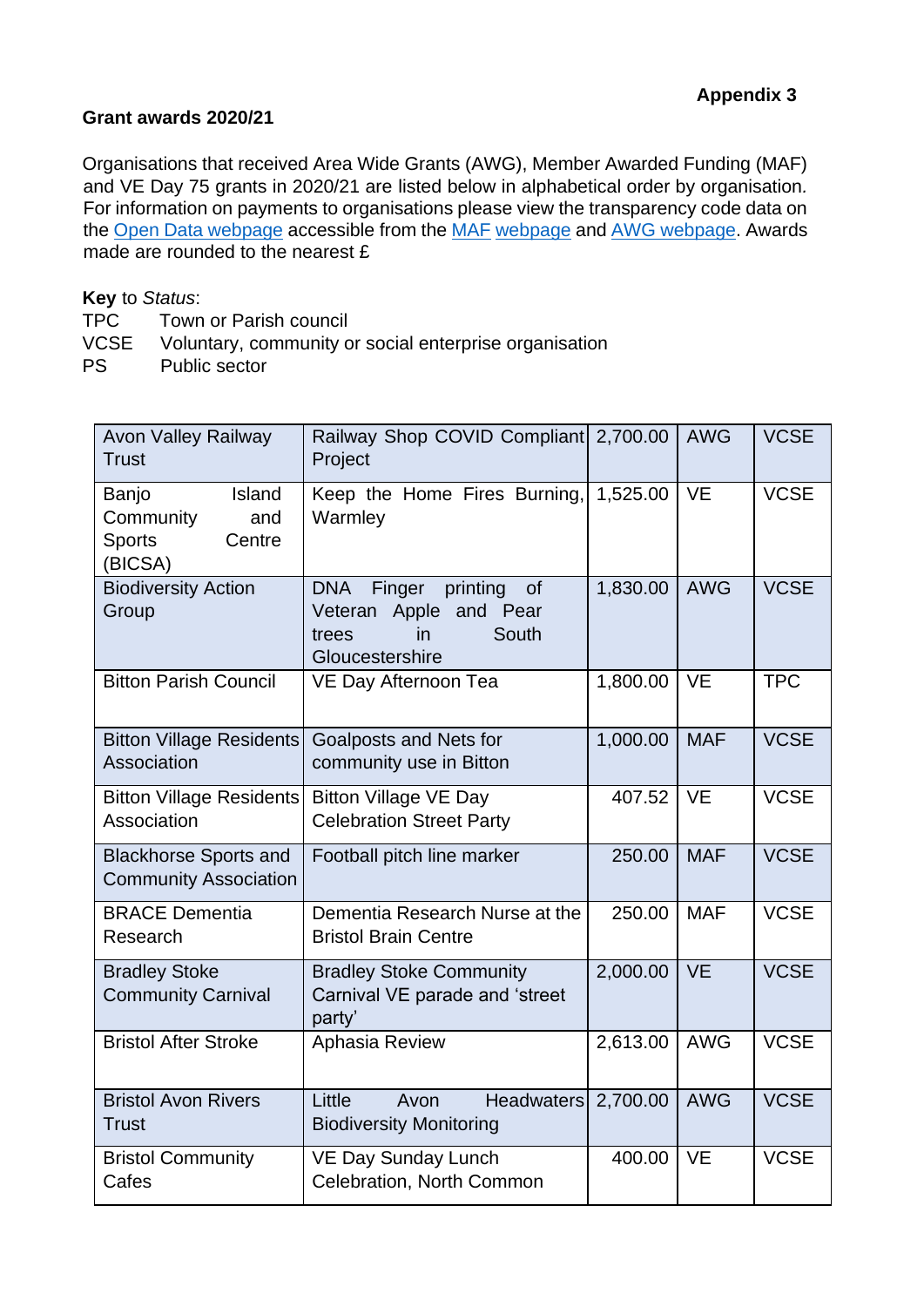**Appendix 3**

**Grant awards 2020/21**

Organisations that received Area Wide Grants (AWG), Member Awarded Funding (MAF) and VE Day 75 grants in 2020/21 are listed below in alphabetical order by organisation. For information on payments to organisations please view the transparency code data on the Open Data webpage accessible from the MAF webpage and AWG webpage. Awards made are rounded to the nearest £

**Key** to *Status*:

TPC Town or Parish council
VCSE Voluntary, community or social enterprise organisation
PS Public sector

| | | | | |
|---|---|---|---|---|
| Avon Valley Railway Trust | Railway Shop COVID Compliant Project | 2,700.00 | AWG | VCSE |
| Banjo Island Community and Sports Centre (BICSA) | Keep the Home Fires Burning, Warmley | 1,525.00 | VE | VCSE |
| Biodiversity Action Group | DNA Finger printing of Veteran Apple and Pear trees in South Gloucestershire | 1,830.00 | AWG | VCSE |
| Bitton Parish Council | VE Day Afternoon Tea | 1,800.00 | VE | TPC |
| Bitton Village Residents Association | Goalposts and Nets for community use in Bitton | 1,000.00 | MAF | VCSE |
| Bitton Village Residents Association | Bitton Village VE Day Celebration Street Party | 407.52 | VE | VCSE |
| Blackhorse Sports and Community Association | Football pitch line marker | 250.00 | MAF | VCSE |
| BRACE Dementia Research | Dementia Research Nurse at the Bristol Brain Centre | 250.00 | MAF | VCSE |
| Bradley Stoke Community Carnival | Bradley Stoke Community Carnival VE parade and 'street party' | 2,000.00 | VE | VCSE |
| Bristol After Stroke | Aphasia Review | 2,613.00 | AWG | VCSE |
| Bristol Avon Rivers Trust | Little Avon Headwaters Biodiversity Monitoring | 2,700.00 | AWG | VCSE |
| Bristol Community Cafes | VE Day Sunday Lunch Celebration, North Common | 400.00 | VE | VCSE |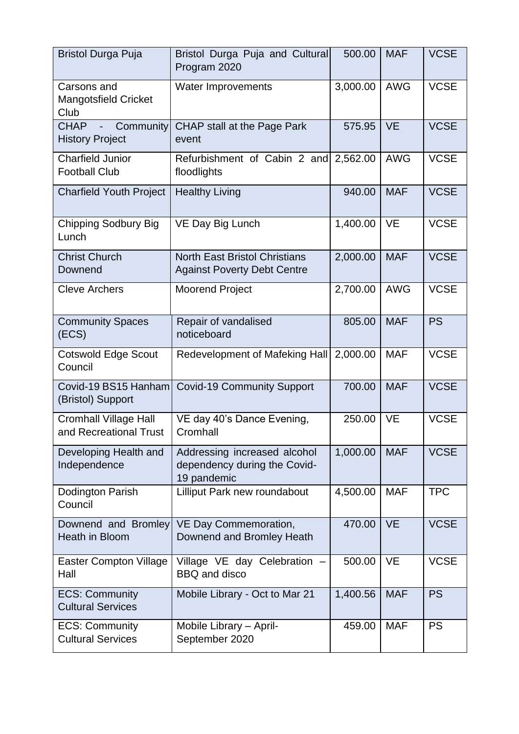| Bristol Durga Puja | Bristol Durga Puja and Cultural Program 2020 | 500.00 | MAF | VCSE |
|---|---|---|---|---|
| Carsons and Mangotsfield Cricket Club | Water Improvements | 3,000.00 | AWG | VCSE |
| CHAP - Community History Project | CHAP stall at the Page Park event | 575.95 | VE | VCSE |
| Charfield Junior Football Club | Refurbishment of Cabin 2 and floodlights | 2,562.00 | AWG | VCSE |
| Charfield Youth Project | Healthy Living | 940.00 | MAF | VCSE |
| Chipping Sodbury Big Lunch | VE Day Big Lunch | 1,400.00 | VE | VCSE |
| Christ Church Downend | North East Bristol Christians Against Poverty Debt Centre | 2,000.00 | MAF | VCSE |
| Cleve Archers | Moorend Project | 2,700.00 | AWG | VCSE |
| Community Spaces (ECS) | Repair of vandalised noticeboard | 805.00 | MAF | PS |
| Cotswold Edge Scout Council | Redevelopment of Mafeking Hall | 2,000.00 | MAF | VCSE |
| Covid-19 BS15 Hanham (Bristol) Support | Covid-19 Community Support | 700.00 | MAF | VCSE |
| Cromhall Village Hall and Recreational Trust | VE day 40's Dance Evening, Cromhall | 250.00 | VE | VCSE |
| Developing Health and Independence | Addressing increased alcohol dependency during the Covid-19 pandemic | 1,000.00 | MAF | VCSE |
| Dodington Parish Council | Lilliput Park new roundabout | 4,500.00 | MAF | TPC |
| Downend and Bromley Heath in Bloom | VE Day Commemoration, Downend and Bromley Heath | 470.00 | VE | VCSE |
| Easter Compton Village Hall | Village VE day Celebration – BBQ and disco | 500.00 | VE | VCSE |
| ECS: Community Cultural Services | Mobile Library - Oct to Mar 21 | 1,400.56 | MAF | PS |
| ECS: Community Cultural Services | Mobile Library – April-September 2020 | 459.00 | MAF | PS |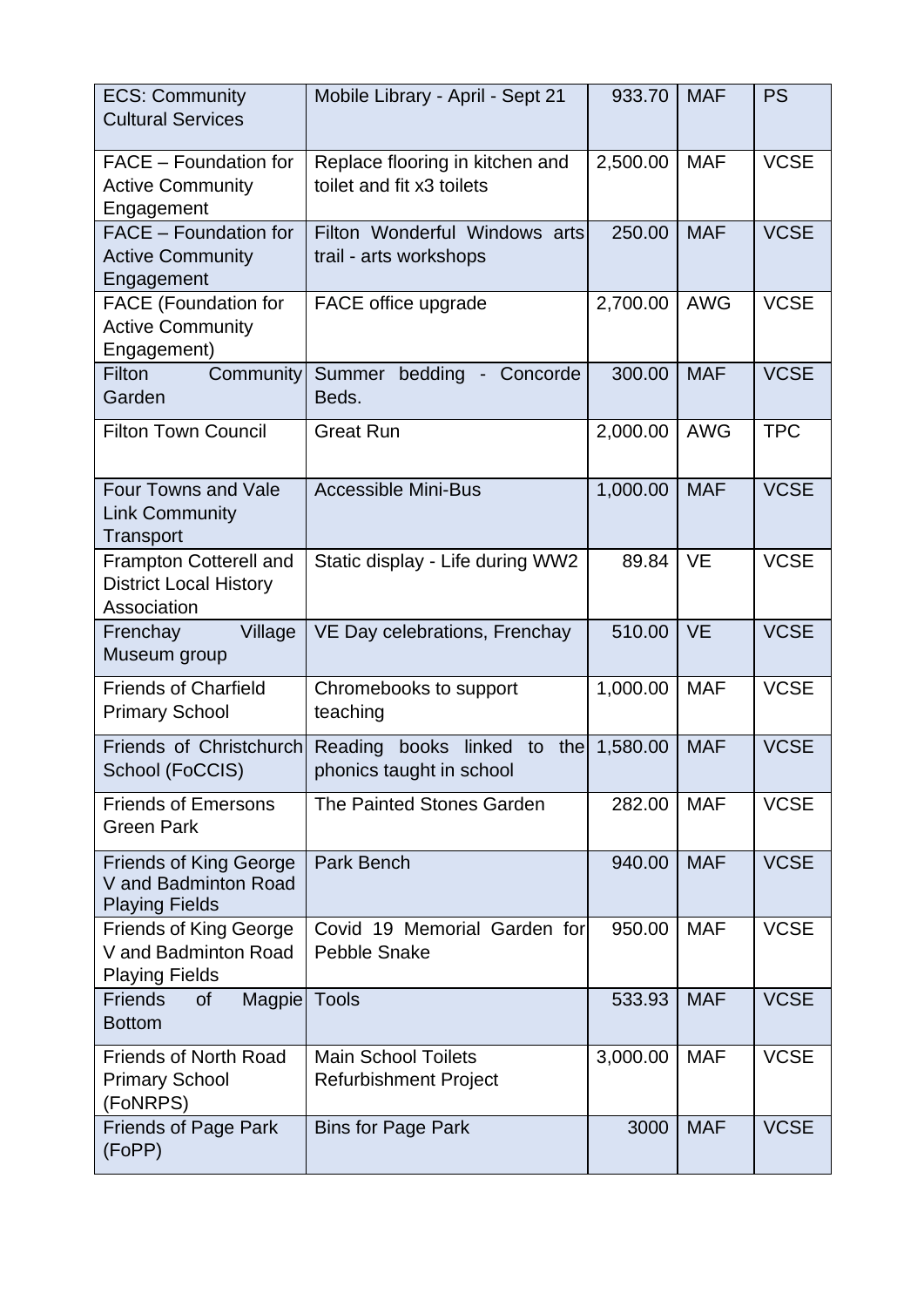| ECS: Community Cultural Services | Mobile Library - April - Sept 21 | 933.70 | MAF | PS |
|---|---|---|---|---|
| FACE – Foundation for Active Community Engagement | Replace flooring in kitchen and toilet and fit x3 toilets | 2,500.00 | MAF | VCSE |
| FACE – Foundation for Active Community Engagement | Filton Wonderful Windows arts trail - arts workshops | 250.00 | MAF | VCSE |
| FACE (Foundation for Active Community Engagement) | FACE office upgrade | 2,700.00 | AWG | VCSE |
| Filton Community Garden | Summer bedding - Concorde Beds. | 300.00 | MAF | VCSE |
| Filton Town Council | Great Run | 2,000.00 | AWG | TPC |
| Four Towns and Vale Link Community Transport | Accessible Mini-Bus | 1,000.00 | MAF | VCSE |
| Frampton Cotterell and District Local History Association | Static display - Life during WW2 | 89.84 | VE | VCSE |
| Frenchay Village Museum group | VE Day celebrations, Frenchay | 510.00 | VE | VCSE |
| Friends of Charfield Primary School | Chromebooks to support teaching | 1,000.00 | MAF | VCSE |
| Friends of Christchurch School (FoCCIS) | Reading books linked to the phonics taught in school | 1,580.00 | MAF | VCSE |
| Friends of Emersons Green Park | The Painted Stones Garden | 282.00 | MAF | VCSE |
| Friends of King George V and Badminton Road Playing Fields | Park Bench | 940.00 | MAF | VCSE |
| Friends of King George V and Badminton Road Playing Fields | Covid 19 Memorial Garden for Pebble Snake | 950.00 | MAF | VCSE |
| Friends of Magpie Bottom | Tools | 533.93 | MAF | VCSE |
| Friends of North Road Primary School (FoNRPS) | Main School Toilets Refurbishment Project | 3,000.00 | MAF | VCSE |
| Friends of Page Park (FoPP) | Bins for Page Park | 3000 | MAF | VCSE |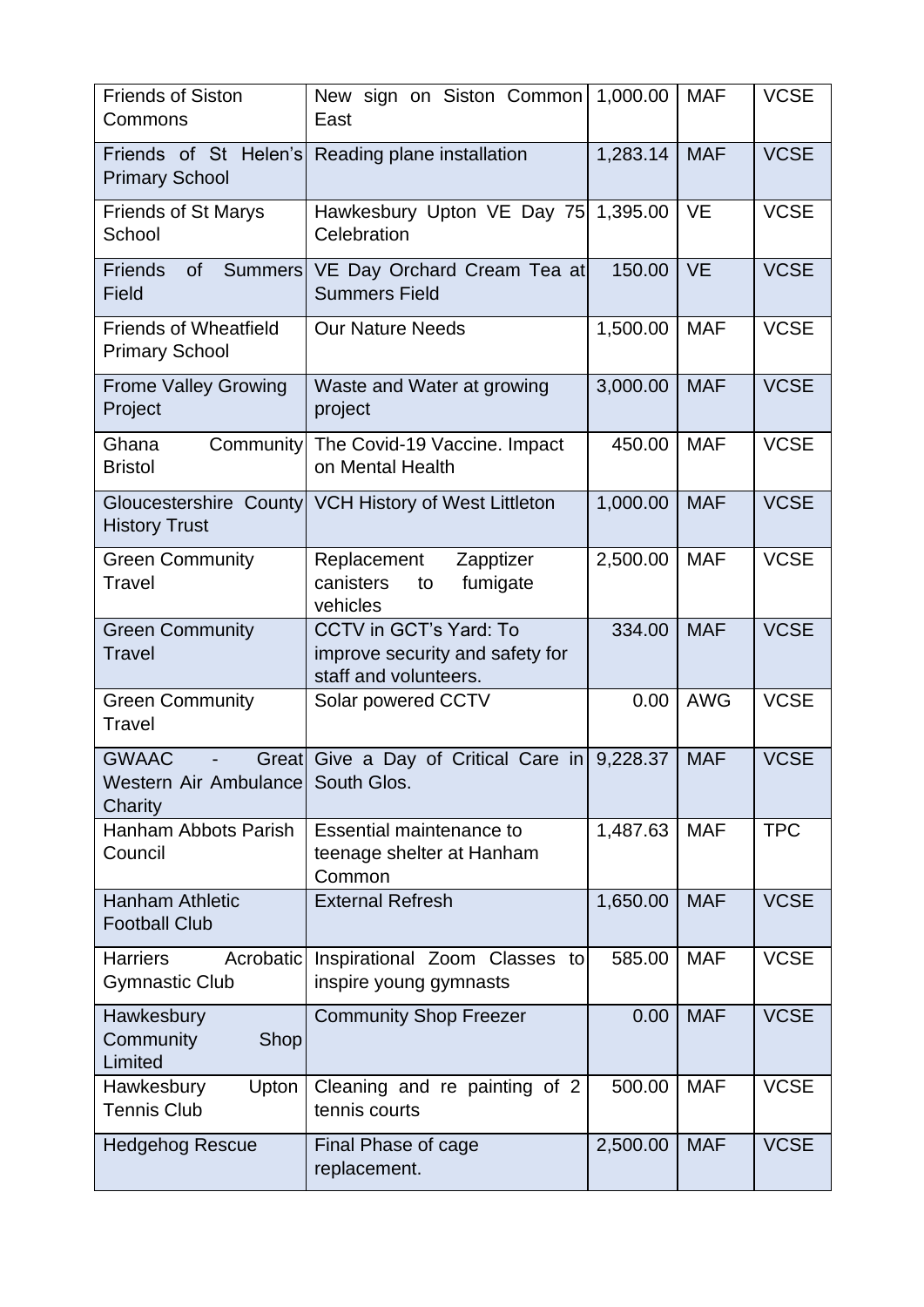| Friends of Siston Commons | New sign on Siston Common East | 1,000.00 | MAF | VCSE |
|---|---|---|---|---|
| Friends of St Helen's Primary School | Reading plane installation | 1,283.14 | MAF | VCSE |
| Friends of St Marys School | Hawkesbury Upton VE Day 75 Celebration | 1,395.00 | VE | VCSE |
| Friends of Summers Field | VE Day Orchard Cream Tea at Summers Field | 150.00 | VE | VCSE |
| Friends of Wheatfield Primary School | Our Nature Needs | 1,500.00 | MAF | VCSE |
| Frome Valley Growing Project | Waste and Water at growing project | 3,000.00 | MAF | VCSE |
| Ghana Community Bristol | The Covid-19 Vaccine. Impact on Mental Health | 450.00 | MAF | VCSE |
| Gloucestershire County History Trust | VCH History of West Littleton | 1,000.00 | MAF | VCSE |
| Green Community Travel | Replacement Zapptizer canisters to fumigate vehicles | 2,500.00 | MAF | VCSE |
| Green Community Travel | CCTV in GCT's Yard: To improve security and safety for staff and volunteers. | 334.00 | MAF | VCSE |
| Green Community Travel | Solar powered CCTV | 0.00 | AWG | VCSE |
| GWAAC - Great Western Air Ambulance Charity | Give a Day of Critical Care in South Glos. | 9,228.37 | MAF | VCSE |
| Hanham Abbots Parish Council | Essential maintenance to teenage shelter at Hanham Common | 1,487.63 | MAF | TPC |
| Hanham Athletic Football Club | External Refresh | 1,650.00 | MAF | VCSE |
| Harriers Acrobatic Gymnastic Club | Inspirational Zoom Classes to inspire young gymnasts | 585.00 | MAF | VCSE |
| Hawkesbury Community Shop Limited | Community Shop Freezer | 0.00 | MAF | VCSE |
| Hawkesbury Upton Tennis Club | Cleaning and re painting of 2 tennis courts | 500.00 | MAF | VCSE |
| Hedgehog Rescue | Final Phase of cage replacement. | 2,500.00 | MAF | VCSE |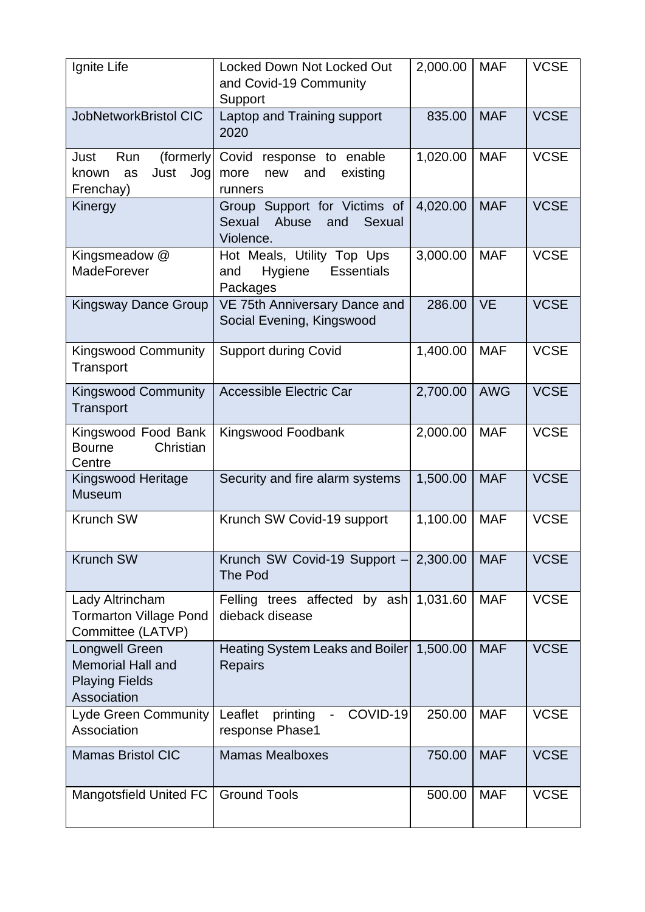| | | | | |
|---|---|---|---|---|
| Ignite Life | Locked Down Not Locked Out and Covid-19 Community Support | 2,000.00 | MAF | VCSE |
| JobNetworkBristol CIC | Laptop and Training support 2020 | 835.00 | MAF | VCSE |
| Just Run (formerly known as Just Jog Frenchay) | Covid response to enable more new and existing runners | 1,020.00 | MAF | VCSE |
| Kinergy | Group Support for Victims of Sexual Abuse and Sexual Violence. | 4,020.00 | MAF | VCSE |
| Kingsmeadow @ MadeForever | Hot Meals, Utility Top Ups and Hygiene Essentials Packages | 3,000.00 | MAF | VCSE |
| Kingsway Dance Group | VE 75th Anniversary Dance and Social Evening, Kingswood | 286.00 | VE | VCSE |
| Kingswood Community Transport | Support during Covid | 1,400.00 | MAF | VCSE |
| Kingswood Community Transport | Accessible Electric Car | 2,700.00 | AWG | VCSE |
| Kingswood Food Bank Bourne Christian Centre | Kingswood Foodbank | 2,000.00 | MAF | VCSE |
| Kingswood Heritage Museum | Security and fire alarm systems | 1,500.00 | MAF | VCSE |
| Krunch SW | Krunch SW Covid-19 support | 1,100.00 | MAF | VCSE |
| Krunch SW | Krunch SW Covid-19 Support – The Pod | 2,300.00 | MAF | VCSE |
| Lady Altrincham Tormarton Village Pond Committee (LATVP) | Felling trees affected by ash dieback disease | 1,031.60 | MAF | VCSE |
| Longwell Green Memorial Hall and Playing Fields Association | Heating System Leaks and Boiler Repairs | 1,500.00 | MAF | VCSE |
| Lyde Green Community Association | Leaflet printing - COVID-19 response Phase1 | 250.00 | MAF | VCSE |
| Mamas Bristol CIC | Mamas Mealboxes | 750.00 | MAF | VCSE |
| Mangotsfield United FC | Ground Tools | 500.00 | MAF | VCSE |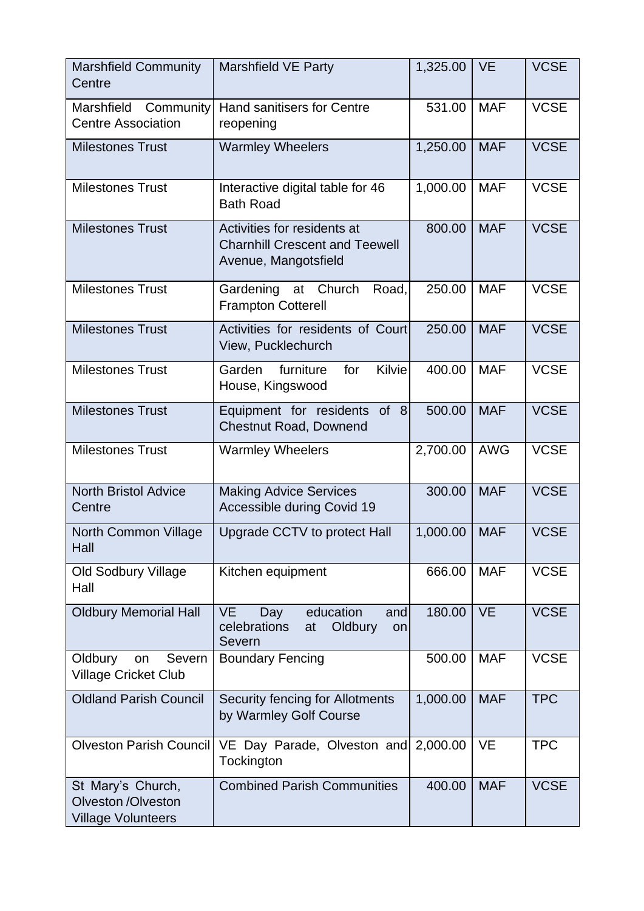| Marshfield Community Centre | Marshfield VE Party | 1,325.00 | VE | VCSE |
|---|---|---|---|---|
| Marshfield Community Centre Association | Hand sanitisers for Centre reopening | 531.00 | MAF | VCSE |
| Milestones Trust | Warmley Wheelers | 1,250.00 | MAF | VCSE |
| Milestones Trust | Interactive digital table for 46 Bath Road | 1,000.00 | MAF | VCSE |
| Milestones Trust | Activities for residents at Charnhill Crescent and Teewell Avenue, Mangotsfield | 800.00 | MAF | VCSE |
| Milestones Trust | Gardening at Church Road, Frampton Cotterell | 250.00 | MAF | VCSE |
| Milestones Trust | Activities for residents of Court View, Pucklechurch | 250.00 | MAF | VCSE |
| Milestones Trust | Garden furniture for Kilvie House, Kingswood | 400.00 | MAF | VCSE |
| Milestones Trust | Equipment for residents of 8 Chestnut Road, Downend | 500.00 | MAF | VCSE |
| Milestones Trust | Warmley Wheelers | 2,700.00 | AWG | VCSE |
| North Bristol Advice Centre | Making Advice Services Accessible during Covid 19 | 300.00 | MAF | VCSE |
| North Common Village Hall | Upgrade CCTV to protect Hall | 1,000.00 | MAF | VCSE |
| Old Sodbury Village Hall | Kitchen equipment | 666.00 | MAF | VCSE |
| Oldbury Memorial Hall | VE Day education and celebrations at Oldbury on Severn | 180.00 | VE | VCSE |
| Oldbury on Severn Village Cricket Club | Boundary Fencing | 500.00 | MAF | VCSE |
| Oldland Parish Council | Security fencing for Allotments by Warmley Golf Course | 1,000.00 | MAF | TPC |
| Olveston Parish Council | VE Day Parade, Olveston and Tockington | 2,000.00 | VE | TPC |
| St Mary's Church, Olveston /Olveston Village Volunteers | Combined Parish Communities | 400.00 | MAF | VCSE |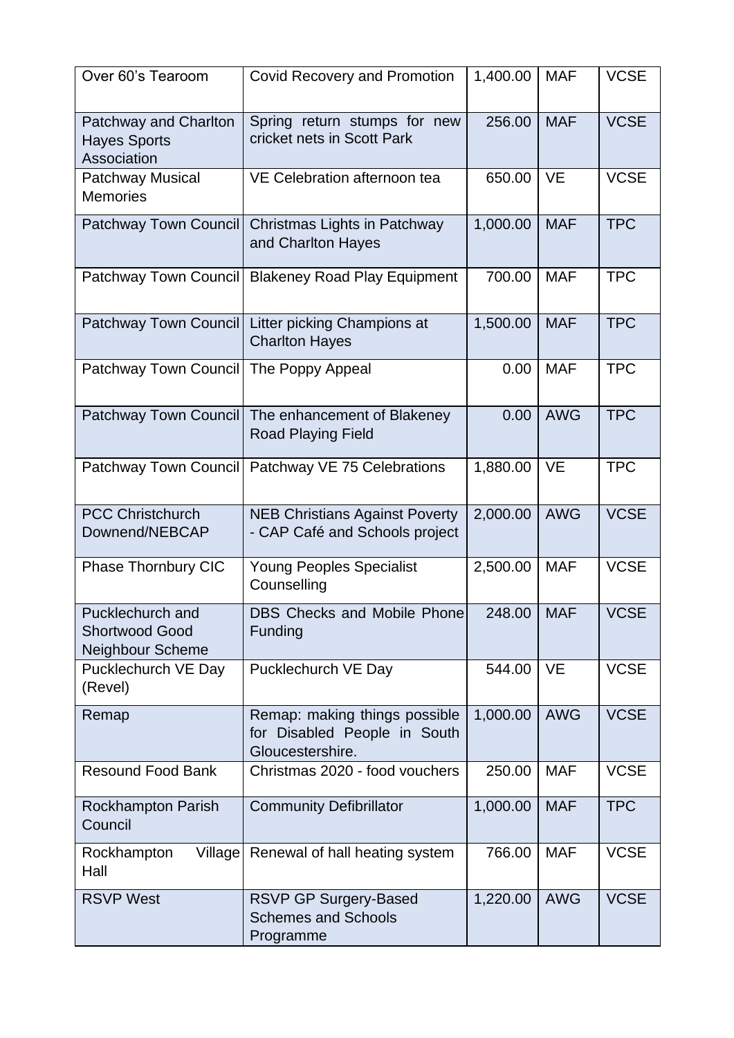| | | | | |
|---|---|---|---|---|
| Over 60's Tearoom | Covid Recovery and Promotion | 1,400.00 | MAF | VCSE |
| Patchway and Charlton Hayes Sports Association | Spring return stumps for new cricket nets in Scott Park | 256.00 | MAF | VCSE |
| Patchway Musical Memories | VE Celebration afternoon tea | 650.00 | VE | VCSE |
| Patchway Town Council | Christmas Lights in Patchway and Charlton Hayes | 1,000.00 | MAF | TPC |
| Patchway Town Council | Blakeney Road Play Equipment | 700.00 | MAF | TPC |
| Patchway Town Council | Litter picking Champions at Charlton Hayes | 1,500.00 | MAF | TPC |
| Patchway Town Council | The Poppy Appeal | 0.00 | MAF | TPC |
| Patchway Town Council | The enhancement of Blakeney Road Playing Field | 0.00 | AWG | TPC |
| Patchway Town Council | Patchway VE 75 Celebrations | 1,880.00 | VE | TPC |
| PCC Christchurch Downend/NEBCAP | NEB Christians Against Poverty - CAP Café and Schools project | 2,000.00 | AWG | VCSE |
| Phase Thornbury CIC | Young Peoples Specialist Counselling | 2,500.00 | MAF | VCSE |
| Pucklechurch and Shortwood Good Neighbour Scheme | DBS Checks and Mobile Phone Funding | 248.00 | MAF | VCSE |
| Pucklechurch VE Day (Revel) | Pucklechurch VE Day | 544.00 | VE | VCSE |
| Remap | Remap: making things possible for Disabled People in South Gloucestershire. | 1,000.00 | AWG | VCSE |
| Resound Food Bank | Christmas 2020 - food vouchers | 250.00 | MAF | VCSE |
| Rockhampton Parish Council | Community Defibrillator | 1,000.00 | MAF | TPC |
| Rockhampton Village Hall | Renewal of hall heating system | 766.00 | MAF | VCSE |
| RSVP West | RSVP GP Surgery-Based Schemes and Schools Programme | 1,220.00 | AWG | VCSE |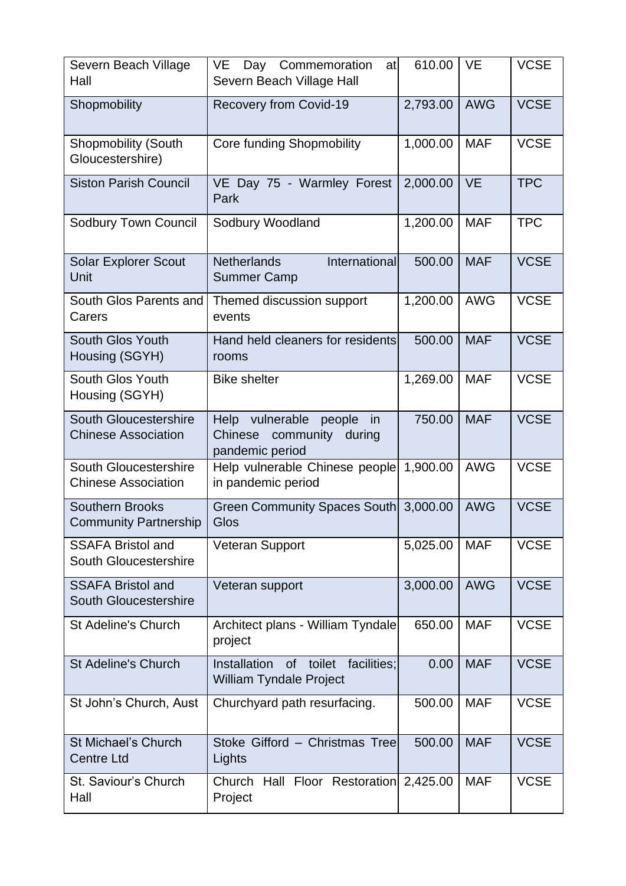| Severn Beach Village Hall | VE Day Commemoration at Severn Beach Village Hall | 610.00 | VE | VCSE |
|---|---|---|---|---|
| Shopmobility | Recovery from Covid-19 | 2,793.00 | AWG | VCSE |
| Shopmobility (South Gloucestershire) | Core funding Shopmobility | 1,000.00 | MAF | VCSE |
| Siston Parish Council | VE Day 75 - Warmley Forest Park | 2,000.00 | VE | TPC |
| Sodbury Town Council | Sodbury Woodland | 1,200.00 | MAF | TPC |
| Solar Explorer Scout Unit | Netherlands International Summer Camp | 500.00 | MAF | VCSE |
| South Glos Parents and Carers | Themed discussion support events | 1,200.00 | AWG | VCSE |
| South Glos Youth Housing (SGYH) | Hand held cleaners for residents rooms | 500.00 | MAF | VCSE |
| South Glos Youth Housing (SGYH) | Bike shelter | 1,269.00 | MAF | VCSE |
| South Gloucestershire Chinese Association | Help vulnerable people in Chinese community during pandemic period | 750.00 | MAF | VCSE |
| South Gloucestershire Chinese Association | Help vulnerable Chinese people in pandemic period | 1,900.00 | AWG | VCSE |
| Southern Brooks Community Partnership | Green Community Spaces South Glos | 3,000.00 | AWG | VCSE |
| SSAFA Bristol and South Gloucestershire | Veteran Support | 5,025.00 | MAF | VCSE |
| SSAFA Bristol and South Gloucestershire | Veteran support | 3,000.00 | AWG | VCSE |
| St Adeline's Church | Architect plans - William Tyndale project | 650.00 | MAF | VCSE |
| St Adeline's Church | Installation of toilet facilities; William Tyndale Project | 0.00 | MAF | VCSE |
| St John's Church, Aust | Churchyard path resurfacing. | 500.00 | MAF | VCSE |
| St Michael's Church Centre Ltd | Stoke Gifford – Christmas Tree Lights | 500.00 | MAF | VCSE |
| St. Saviour's Church Hall | Church Hall Floor Restoration Project | 2,425.00 | MAF | VCSE |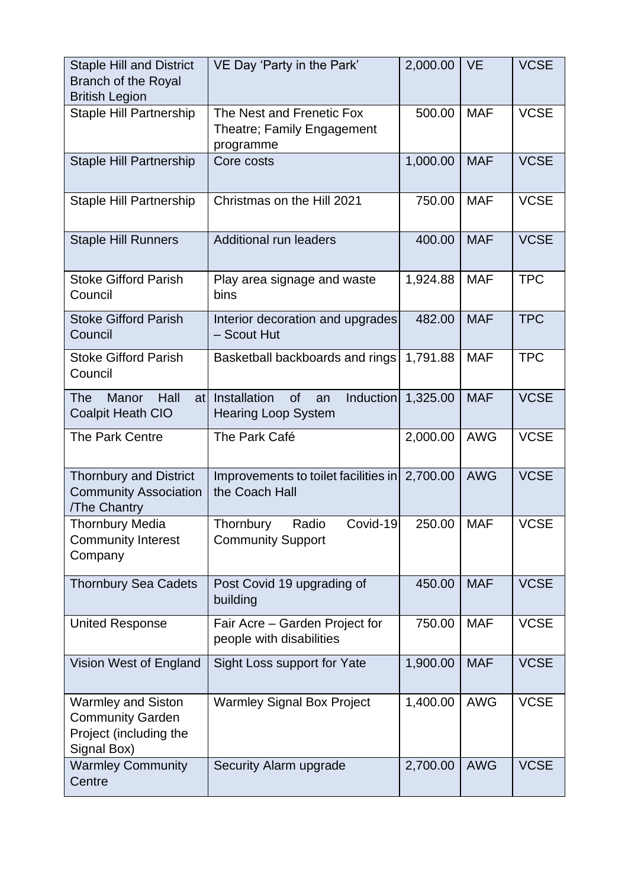| | | | | |
|---|---|---|---|---|
| Staple Hill and District Branch of the Royal British Legion | VE Day 'Party in the Park' | 2,000.00 | VE | VCSE |
| Staple Hill Partnership | The Nest and Frenetic Fox Theatre; Family Engagement programme | 500.00 | MAF | VCSE |
| Staple Hill Partnership | Core costs | 1,000.00 | MAF | VCSE |
| Staple Hill Partnership | Christmas on the Hill 2021 | 750.00 | MAF | VCSE |
| Staple Hill Runners | Additional run leaders | 400.00 | MAF | VCSE |
| Stoke Gifford Parish Council | Play area signage and waste bins | 1,924.88 | MAF | TPC |
| Stoke Gifford Parish Council | Interior decoration and upgrades – Scout Hut | 482.00 | MAF | TPC |
| Stoke Gifford Parish Council | Basketball backboards and rings | 1,791.88 | MAF | TPC |
| The Manor Hall at Coalpit Heath CIO | Installation of an Induction Hearing Loop System | 1,325.00 | MAF | VCSE |
| The Park Centre | The Park Café | 2,000.00 | AWG | VCSE |
| Thornbury and District Community Association /The Chantry | Improvements to toilet facilities in the Coach Hall | 2,700.00 | AWG | VCSE |
| Thornbury Media Community Interest Company | Thornbury Radio Covid-19 Community Support | 250.00 | MAF | VCSE |
| Thornbury Sea Cadets | Post Covid 19 upgrading of building | 450.00 | MAF | VCSE |
| United Response | Fair Acre – Garden Project for people with disabilities | 750.00 | MAF | VCSE |
| Vision West of England | Sight Loss support for Yate | 1,900.00 | MAF | VCSE |
| Warmley and Siston Community Garden Project (including the Signal Box) | Warmley Signal Box Project | 1,400.00 | AWG | VCSE |
| Warmley Community Centre | Security Alarm upgrade | 2,700.00 | AWG | VCSE |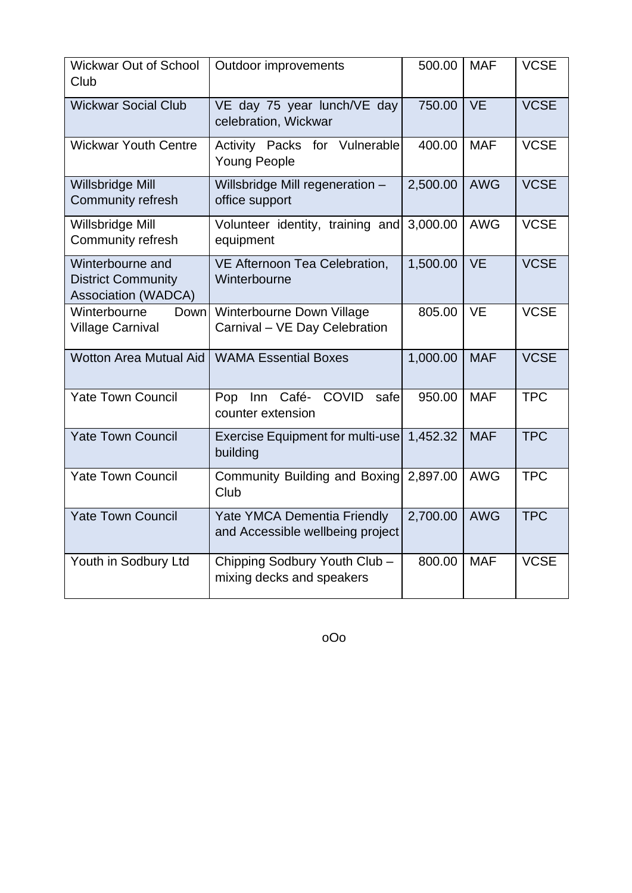| | | | | |
|---|---|---|---|---|
| Wickwar Out of School Club | Outdoor improvements | 500.00 | MAF | VCSE |
| Wickwar Social Club | VE day 75 year lunch/VE day celebration, Wickwar | 750.00 | VE | VCSE |
| Wickwar Youth Centre | Activity Packs for Vulnerable Young People | 400.00 | MAF | VCSE |
| Willsbridge Mill Community refresh | Willsbridge Mill regeneration – office support | 2,500.00 | AWG | VCSE |
| Willsbridge Mill Community refresh | Volunteer identity, training and equipment | 3,000.00 | AWG | VCSE |
| Winterbourne and District Community Association (WADCA) | VE Afternoon Tea Celebration, Winterbourne | 1,500.00 | VE | VCSE |
| Winterbourne Down Village Carnival | Winterbourne Down Village Carnival – VE Day Celebration | 805.00 | VE | VCSE |
| Wotton Area Mutual Aid | WAMA Essential Boxes | 1,000.00 | MAF | VCSE |
| Yate Town Council | Pop Inn Café- COVID safe counter extension | 950.00 | MAF | TPC |
| Yate Town Council | Exercise Equipment for multi-use building | 1,452.32 | MAF | TPC |
| Yate Town Council | Community Building and Boxing Club | 2,897.00 | AWG | TPC |
| Yate Town Council | Yate YMCA Dementia Friendly and Accessible wellbeing project | 2,700.00 | AWG | TPC |
| Youth in Sodbury Ltd | Chipping Sodbury Youth Club – mixing decks and speakers | 800.00 | MAF | VCSE |

oOo